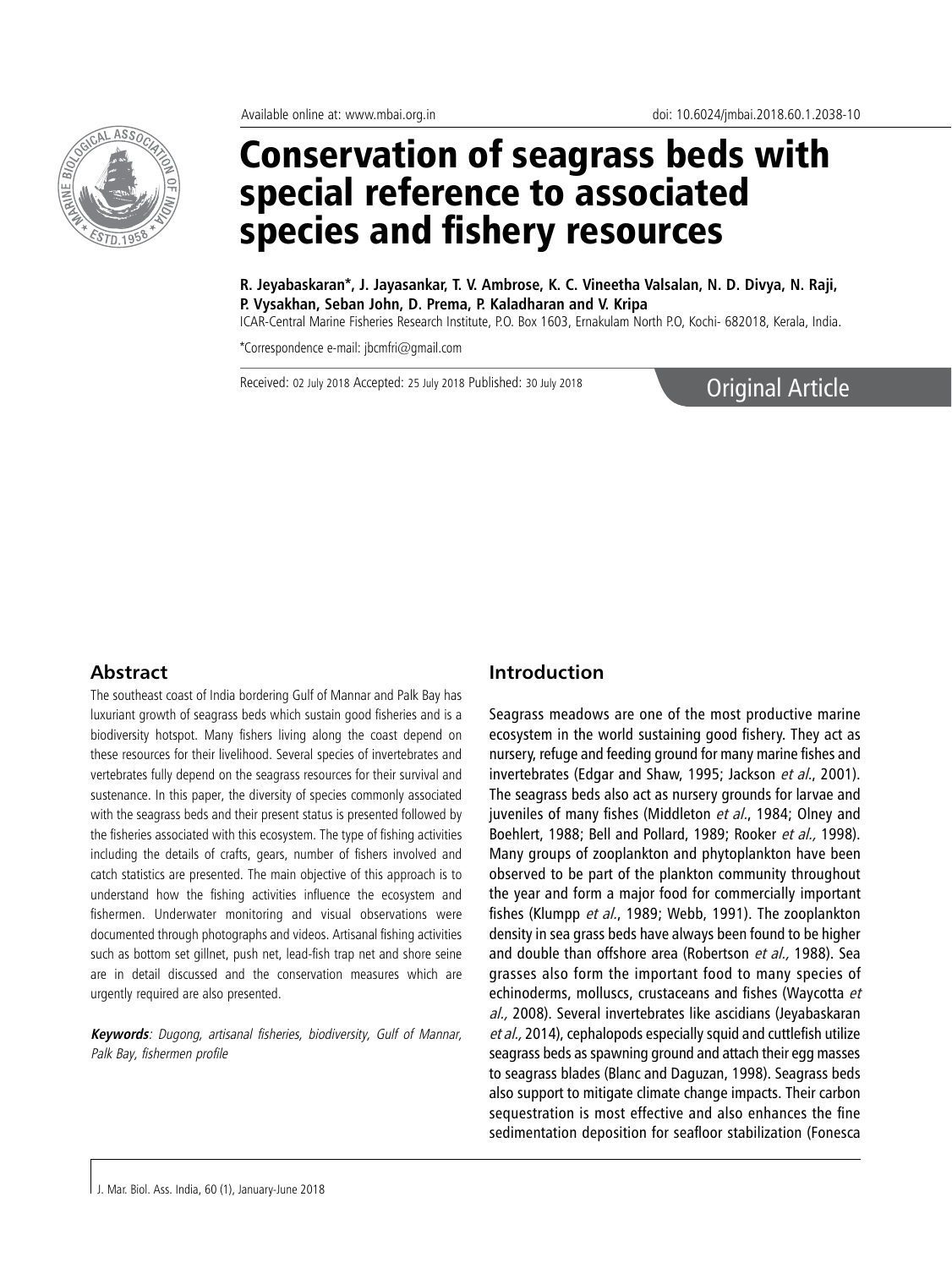Available online at: www.mbai.org.in

doi: 10.6024/jmbai.2018.60.1.2038-10

# Conservation of seagrass beds with special reference to associated species and fishery resources

**R. Jeyabaskaran*, J. Jayasankar, T. V. Ambrose, K. C. Vineetha Valsalan, N. D. Divya, N. Raji, P. Vysakhan, Seban John, D. Prema, P. Kaladharan and V. Kripa**

ICAR-Central Marine Fisheries Research Institute, P.O. Box 1603, Ernakulam North P.O, Kochi- 682018, Kerala, India.

*Correspondence e-mail: jbcmfri@gmail.com

Received: 02 July 2018 Accepted: 25 July 2018 Published: 30 July 2018

Original Article

## Abstract

The southeast coast of India bordering Gulf of Mannar and Palk Bay has luxuriant growth of seagrass beds which sustain good fisheries and is a biodiversity hotspot. Many fishers living along the coast depend on these resources for their livelihood. Several species of invertebrates and vertebrates fully depend on the seagrass resources for their survival and sustenance. In this paper, the diversity of species commonly associated with the seagrass beds and their present status is presented followed by the fisheries associated with this ecosystem. The type of fishing activities including the details of crafts, gears, number of fishers involved and catch statistics are presented. The main objective of this approach is to understand how the fishing activities influence the ecosystem and fishermen. Underwater monitoring and visual observations were documented through photographs and videos. Artisanal fishing activities such as bottom set gillnet, push net, lead-fish trap net and shore seine are in detail discussed and the conservation measures which are urgently required are also presented.

***Keywords***: *Dugong, artisanal fisheries, biodiversity, Gulf of Mannar, Palk Bay, fishermen profile*

## Introduction

Seagrass meadows are one of the most productive marine ecosystem in the world sustaining good fishery. They act as nursery, refuge and feeding ground for many marine fishes and invertebrates (Edgar and Shaw, 1995; Jackson *et al*., 2001). The seagrass beds also act as nursery grounds for larvae and juveniles of many fishes (Middleton *et al*., 1984; Olney and Boehlert, 1988; Bell and Pollard, 1989; Rooker *et al.,* 1998). Many groups of zooplankton and phytoplankton have been observed to be part of the plankton community throughout the year and form a major food for commercially important fishes (Klumpp *et al*., 1989; Webb, 1991). The zooplankton density in sea grass beds have always been found to be higher and double than offshore area (Robertson *et al.,* 1988). Sea grasses also form the important food to many species of echinoderms, molluscs, crustaceans and fishes (Waycotta *et al.,* 2008). Several invertebrates like ascidians (Jeyabaskaran *et al.,* 2014), cephalopods especially squid and cuttlefish utilize seagrass beds as spawning ground and attach their egg masses to seagrass blades (Blanc and Daguzan, 1998). Seagrass beds also support to mitigate climate change impacts. Their carbon sequestration is most effective and also enhances the fine sedimentation deposition for seafloor stabilization (Fonesca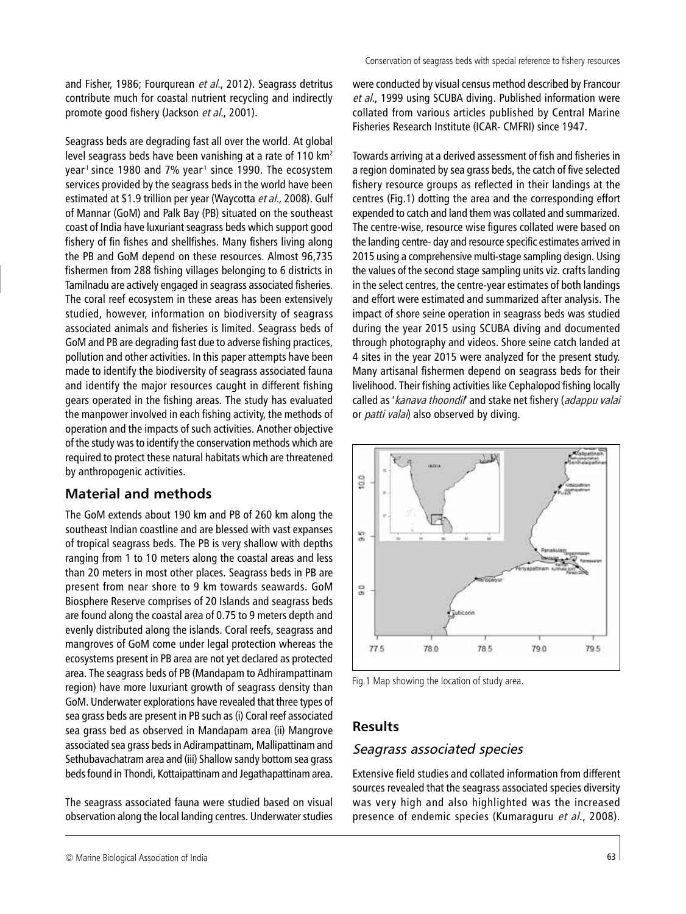and Fisher, 1986; Fourqurean *et al*., 2012). Seagrass detritus contribute much for coastal nutrient recycling and indirectly promote good fishery (Jackson *et al*., 2001).

Seagrass beds are degrading fast all over the world. At global level seagrass beds have been vanishing at a rate of 110 $km^2$ $year^{-1}$ since 1980 and 7% $year^{-1}$ since 1990. The ecosystem services provided by the seagrass beds in the world have been estimated at $1.9 trillion per year (Waycotta *et al.,* 2008). Gulf of Mannar (GoM) and Palk Bay (PB) situated on the southeast coast of India have luxuriant seagrass beds which support good fishery of fin fishes and shellfishes. Many fishers living along the PB and GoM depend on these resources. Almost 96,735 fishermen from 288 fishing villages belonging to 6 districts in Tamilnadu are actively engaged in seagrass associated fisheries. The coral reef ecosystem in these areas has been extensively studied, however, information on biodiversity of seagrass associated animals and fisheries is limited. Seagrass beds of GoM and PB are degrading fast due to adverse fishing practices, pollution and other activities. In this paper attempts have been made to identify the biodiversity of seagrass associated fauna and identify the major resources caught in different fishing gears operated in the fishing areas. The study has evaluated the manpower involved in each fishing activity, the methods of operation and the impacts of such activities. Another objective of the study was to identify the conservation methods which are required to protect these natural habitats which are threatened by anthropogenic activities.

## Material and methods

The GoM extends about 190 km and PB of 260 km along the southeast Indian coastline and are blessed with vast expanses of tropical seagrass beds. The PB is very shallow with depths ranging from 1 to 10 meters along the coastal areas and less than 20 meters in most other places. Seagrass beds in PB are present from near shore to 9 km towards seawards. GoM Biosphere Reserve comprises of 20 Islands and seagrass beds are found along the coastal area of 0.75 to 9 meters depth and evenly distributed along the islands. Coral reefs, seagrass and mangroves of GoM come under legal protection whereas the ecosystems present in PB area are not yet declared as protected area. The seagrass beds of PB (Mandapam to Adhirampattinam region) have more luxuriant growth of seagrass density than GoM. Underwater explorations have revealed that three types of sea grass beds are present in PB such as (i) Coral reef associated sea grass bed as observed in Mandapam area (ii) Mangrove associated sea grass beds in Adirampattinam, Mallipattinam and Sethubavachatram area and (iii) Shallow sandy bottom sea grass beds found in Thondi, Kottaipattinam and Jegathapattinam area.

The seagrass associated fauna were studied based on visual observation along the local landing centres. Underwater studies were conducted by visual census method described by Francour *et al*., 1999 using SCUBA diving. Published information were collated from various articles published by Central Marine Fisheries Research Institute (ICAR- CMFRI) since 1947.

Towards arriving at a derived assessment of fish and fisheries in a region dominated by sea grass beds, the catch of five selected fishery resource groups as reflected in their landings at the centres (Fig.1) dotting the area and the corresponding effort expended to catch and land them was collated and summarized. The centre-wise, resource wise figures collated were based on the landing centre- day and resource specific estimates arrived in 2015 using a comprehensive multi-stage sampling design. Using the values of the second stage sampling units viz. crafts landing in the select centres, the centre-year estimates of both landings and effort were estimated and summarized after analysis. The impact of shore seine operation in seagrass beds was studied during the year 2015 using SCUBA diving and documented through photography and videos. Shore seine catch landed at 4 sites in the year 2015 were analyzed for the present study. Many artisanal fishermen depend on seagrass beds for their livelihood. Their fishing activities like Cephalopod fishing locally called as '*kanava thoondil*' and stake net fishery (*adappu valai* or *patti valai*) also observed by diving.

Fig.1 Map showing the location of study area.

## Results

### *Seagrass associated species*

Extensive field studies and collated information from different sources revealed that the seagrass associated species diversity was very high and also highlighted was the increased presence of endemic species (Kumaraguru *et al*., 2008).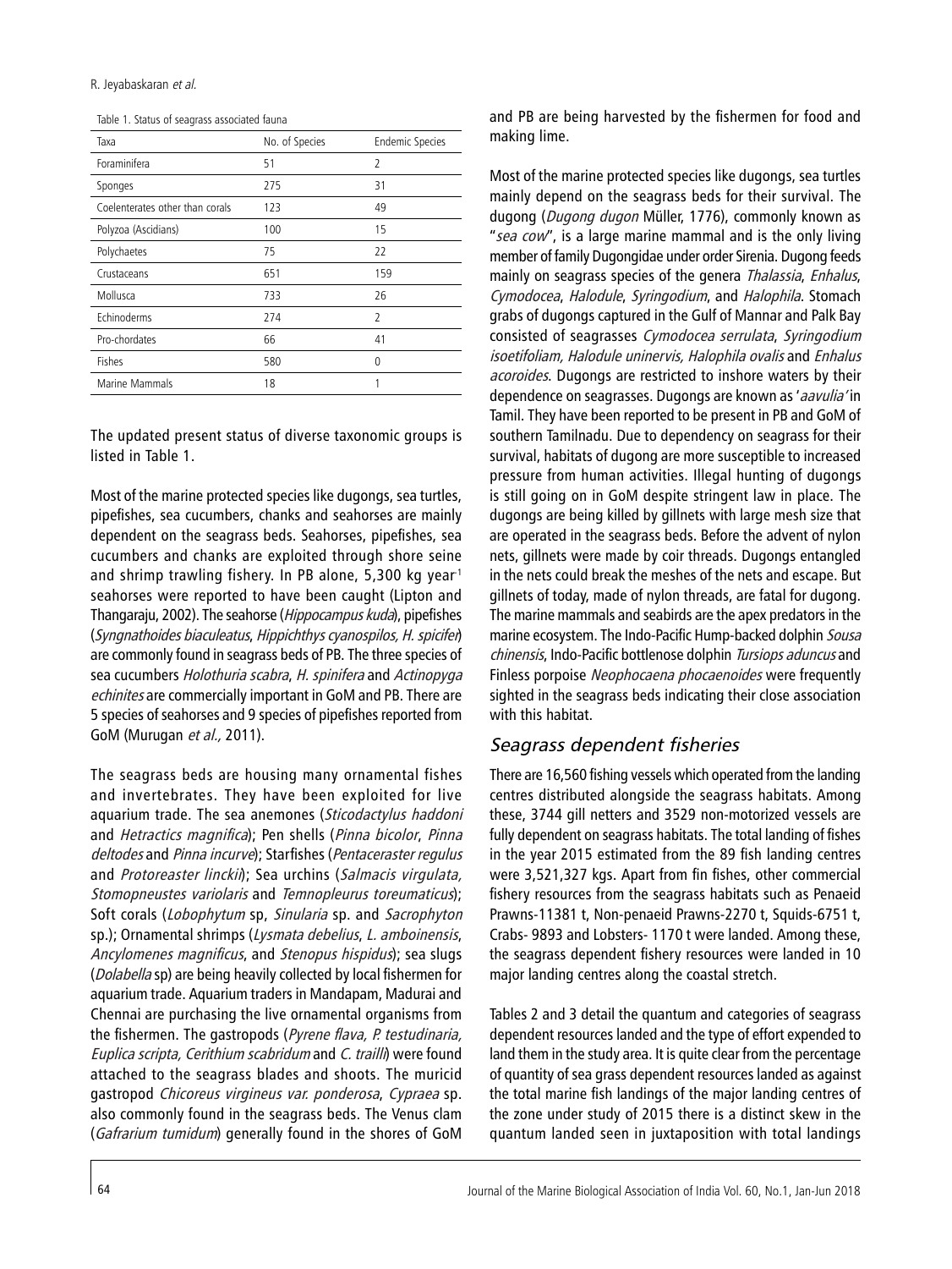Table 1. Status of seagrass associated fauna

| Taxa | No. of Species | Endemic Species |
|---|---|---|
| Foraminifera | 51 | 2 |
| Sponges | 275 | 31 |
| Coelenterates other than corals | 123 | 49 |
| Polyzoa (Ascidians) | 100 | 15 |
| Polychaetes | 75 | 22 |
| Crustaceans | 651 | 159 |
| Mollusca | 733 | 26 |
| Echinoderms | 274 | 2 |
| Pro-chordates | 66 | 41 |
| Fishes | 580 | 0 |
| Marine Mammals | 18 | 1 |

The updated present status of diverse taxonomic groups is listed in Table 1.

Most of the marine protected species like dugongs, sea turtles, pipefishes, sea cucumbers, chanks and seahorses are mainly dependent on the seagrass beds. Seahorses, pipefishes, sea cucumbers and chanks are exploited through shore seine and shrimp trawling fishery. In PB alone, 5,300 kg year$^{-1}$ seahorses were reported to have been caught (Lipton and Thangaraju, 2002). The seahorse (*Hippocampus kuda*), pipefishes (*Syngnathoides biaculeatus*, *Hippichthys cyanospilos, H. spicifer*) are commonly found in seagrass beds of PB. The three species of sea cucumbers *Holothuria scabra*, *H. spinifera* and *Actinopyga echinites* are commercially important in GoM and PB. There are 5 species of seahorses and 9 species of pipefishes reported from GoM (Murugan *et al.,* 2011).

The seagrass beds are housing many ornamental fishes and invertebrates. They have been exploited for live aquarium trade. The sea anemones (*Sticodactylus haddoni* and *Hetractics magnifica*); Pen shells (*Pinna bicolor*, *Pinna deltodes* and *Pinna incurve*); Starfishes (*Pentaceraster regulus* and *Protoreaster linckii*); Sea urchins (*Salmacis virgulata, Stomopneustes variolaris* and *Temnopleurus toreumaticus*); Soft corals (*Lobophytum* sp, *Sinularia* sp. and *Sacrophyton* sp.); Ornamental shrimps (*Lysmata debelius*, *L. amboinensis*, *Ancylomenes magnificus*, and *Stenopus hispidus*); sea slugs (*Dolabella* sp) are being heavily collected by local fishermen for aquarium trade. Aquarium traders in Mandapam, Madurai and Chennai are purchasing the live ornamental organisms from the fishermen. The gastropods (*Pyrene flava, P. testudinaria, Euplica scripta, Cerithium scabridum* and *C. traill*i) were found attached to the seagrass blades and shoots. The muricid gastropod *Chicoreus virgineus var. ponderosa*, *Cypraea* sp. also commonly found in the seagrass beds. The Venus clam (*Gafrarium tumidum*) generally found in the shores of GoM and PB are being harvested by the fishermen for food and making lime.

Most of the marine protected species like dugongs, sea turtles mainly depend on the seagrass beds for their survival. The dugong (*Dugong dugon* Müller, 1776), commonly known as "*sea cow*", is a large marine mammal and is the only living member of family Dugongidae under order Sirenia. Dugong feeds mainly on seagrass species of the genera *Thalassia*, *Enhalus*, *Cymodocea*, *Halodule*, *Syringodium*, and *Halophila*. Stomach grabs of dugongs captured in the Gulf of Mannar and Palk Bay consisted of seagrasses *Cymodocea serrulata*, *Syringodium isoetifoliam, Halodule uninervis, Halophila ovalis* and *Enhalus acoroides*. Dugongs are restricted to inshore waters by their dependence on seagrasses. Dugongs are known as '*aavulia'* in Tamil. They have been reported to be present in PB and GoM of southern Tamilnadu. Due to dependency on seagrass for their survival, habitats of dugong are more susceptible to increased pressure from human activities. Illegal hunting of dugongs is still going on in GoM despite stringent law in place. The dugongs are being killed by gillnets with large mesh size that are operated in the seagrass beds. Before the advent of nylon nets, gillnets were made by coir threads. Dugongs entangled in the nets could break the meshes of the nets and escape. But gillnets of today, made of nylon threads, are fatal for dugong. The marine mammals and seabirds are the apex predators in the marine ecosystem. The Indo-Pacific Hump-backed dolphin *Sousa chinensis*, Indo-Pacific bottlenose dolphin *Tursiops aduncus* and Finless porpoise *Neophocaena phocaenoides* were frequently sighted in the seagrass beds indicating their close association with this habitat.

## Seagrass dependent fisheries

There are 16,560 fishing vessels which operated from the landing centres distributed alongside the seagrass habitats. Among these, 3744 gill netters and 3529 non-motorized vessels are fully dependent on seagrass habitats. The total landing of fishes in the year 2015 estimated from the 89 fish landing centres were 3,521,327 kgs. Apart from fin fishes, other commercial fishery resources from the seagrass habitats such as Penaeid Prawns-11381 t, Non-penaeid Prawns-2270 t, Squids-6751 t, Crabs- 9893 and Lobsters- 1170 t were landed. Among these, the seagrass dependent fishery resources were landed in 10 major landing centres along the coastal stretch.

Tables 2 and 3 detail the quantum and categories of seagrass dependent resources landed and the type of effort expended to land them in the study area. It is quite clear from the percentage of quantity of sea grass dependent resources landed as against the total marine fish landings of the major landing centres of the zone under study of 2015 there is a distinct skew in the quantum landed seen in juxtaposition with total landings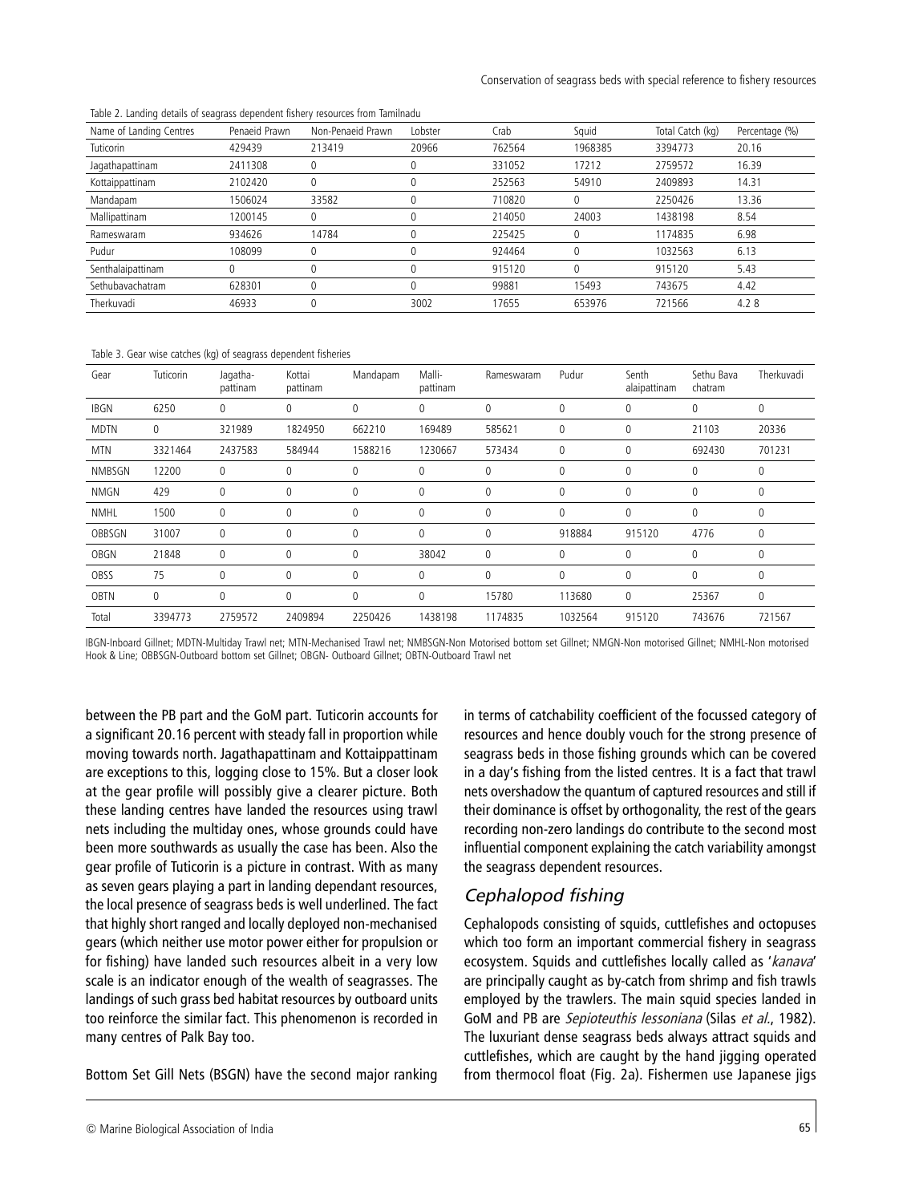Table 2. Landing details of seagrass dependent fishery resources from Tamilnadu

| Name of Landing Centres | Penaeid Prawn | Non-Penaeid Prawn | Lobster | Crab | Squid | Total Catch (kg) | Percentage (%) |
|---|---|---|---|---|---|---|---|
| Tuticorin | 429439 | 213419 | 20966 | 762564 | 1968385 | 3394773 | 20.16 |
| Jagathapattinam | 2411308 | 0 | 0 | 331052 | 17212 | 2759572 | 16.39 |
| Kottaippattinam | 2102420 | 0 | 0 | 252563 | 54910 | 2409893 | 14.31 |
| Mandapam | 1506024 | 33582 | 0 | 710820 | 0 | 2250426 | 13.36 |
| Mallipattinam | 1200145 | 0 | 0 | 214050 | 24003 | 1438198 | 8.54 |
| Rameswaram | 934626 | 14784 | 0 | 225425 | 0 | 1174835 | 6.98 |
| Pudur | 108099 | 0 | 0 | 924464 | 0 | 1032563 | 6.13 |
| Senthalaipattinam | 0 | 0 | 0 | 915120 | 0 | 915120 | 5.43 |
| Sethubavachatram | 628301 | 0 | 0 | 99881 | 15493 | 743675 | 4.42 |
| Therkuvadi | 46933 | 0 | 3002 | 17655 | 653976 | 721566 | 4.2 8 |

Table 3. Gear wise catches (kg) of seagrass dependent fisheries

| Gear | Tuticorin | Jagatha-pattinam | Kottai pattinam | Mandapam | Malli-pattinam | Rameswaram | Pudur | Senth alaipattinam | Sethu Bava chatram | Therkuvadi |
|---|---|---|---|---|---|---|---|---|---|---|
| IBGN | 6250 | 0 | 0 | 0 | 0 | 0 | 0 | 0 | 0 | 0 |
| MDTN | 0 | 321989 | 1824950 | 662210 | 169489 | 585621 | 0 | 0 | 21103 | 20336 |
| MTN | 3321464 | 2437583 | 584944 | 1588216 | 1230667 | 573434 | 0 | 0 | 692430 | 701231 |
| NMBSGN | 12200 | 0 | 0 | 0 | 0 | 0 | 0 | 0 | 0 | 0 |
| NMGN | 429 | 0 | 0 | 0 | 0 | 0 | 0 | 0 | 0 | 0 |
| NMHL | 1500 | 0 | 0 | 0 | 0 | 0 | 0 | 0 | 0 | 0 |
| OBBSGN | 31007 | 0 | 0 | 0 | 0 | 0 | 918884 | 915120 | 4776 | 0 |
| OBGN | 21848 | 0 | 0 | 0 | 38042 | 0 | 0 | 0 | 0 | 0 |
| OBSS | 75 | 0 | 0 | 0 | 0 | 0 | 0 | 0 | 0 | 0 |
| OBTN | 0 | 0 | 0 | 0 | 0 | 15780 | 113680 | 0 | 25367 | 0 |
| Total | 3394773 | 2759572 | 2409894 | 2250426 | 1438198 | 1174835 | 1032564 | 915120 | 743676 | 721567 |

IBGN-Inboard Gillnet; MDTN-Multiday Trawl net; MTN-Mechanised Trawl net; NMBSGN-Non Motorised bottom set Gillnet; NMGN-Non motorised Gillnet; NMHL-Non motorised Hook & Line; OBBSGN-Outboard bottom set Gillnet; OBGN- Outboard Gillnet; OBTN-Outboard Trawl net

between the PB part and the GoM part. Tuticorin accounts for a significant 20.16 percent with steady fall in proportion while moving towards north. Jagathapattinam and Kottaippattinam are exceptions to this, logging close to 15%. But a closer look at the gear profile will possibly give a clearer picture. Both these landing centres have landed the resources using trawl nets including the multiday ones, whose grounds could have been more southwards as usually the case has been. Also the gear profile of Tuticorin is a picture in contrast. With as many as seven gears playing a part in landing dependant resources, the local presence of seagrass beds is well underlined. The fact that highly short ranged and locally deployed non-mechanised gears (which neither use motor power either for propulsion or for fishing) have landed such resources albeit in a very low scale is an indicator enough of the wealth of seagrasses. The landings of such grass bed habitat resources by outboard units too reinforce the similar fact. This phenomenon is recorded in many centres of Palk Bay too.

Bottom Set Gill Nets (BSGN) have the second major ranking in terms of catchability coefficient of the focussed category of resources and hence doubly vouch for the strong presence of seagrass beds in those fishing grounds which can be covered in a day's fishing from the listed centres. It is a fact that trawl nets overshadow the quantum of captured resources and still if their dominance is offset by orthogonality, the rest of the gears recording non-zero landings do contribute to the second most influential component explaining the catch variability amongst the seagrass dependent resources.

## *Cephalopod fishing*

Cephalopods consisting of squids, cuttlefishes and octopuses which too form an important commercial fishery in seagrass ecosystem. Squids and cuttlefishes locally called as '*kanava*' are principally caught as by-catch from shrimp and fish trawls employed by the trawlers. The main squid species landed in GoM and PB are *Sepioteuthis lessoniana* (Silas *et al*., 1982). The luxuriant dense seagrass beds always attract squids and cuttlefishes, which are caught by the hand jigging operated from thermocol float (Fig. 2a). Fishermen use Japanese jigs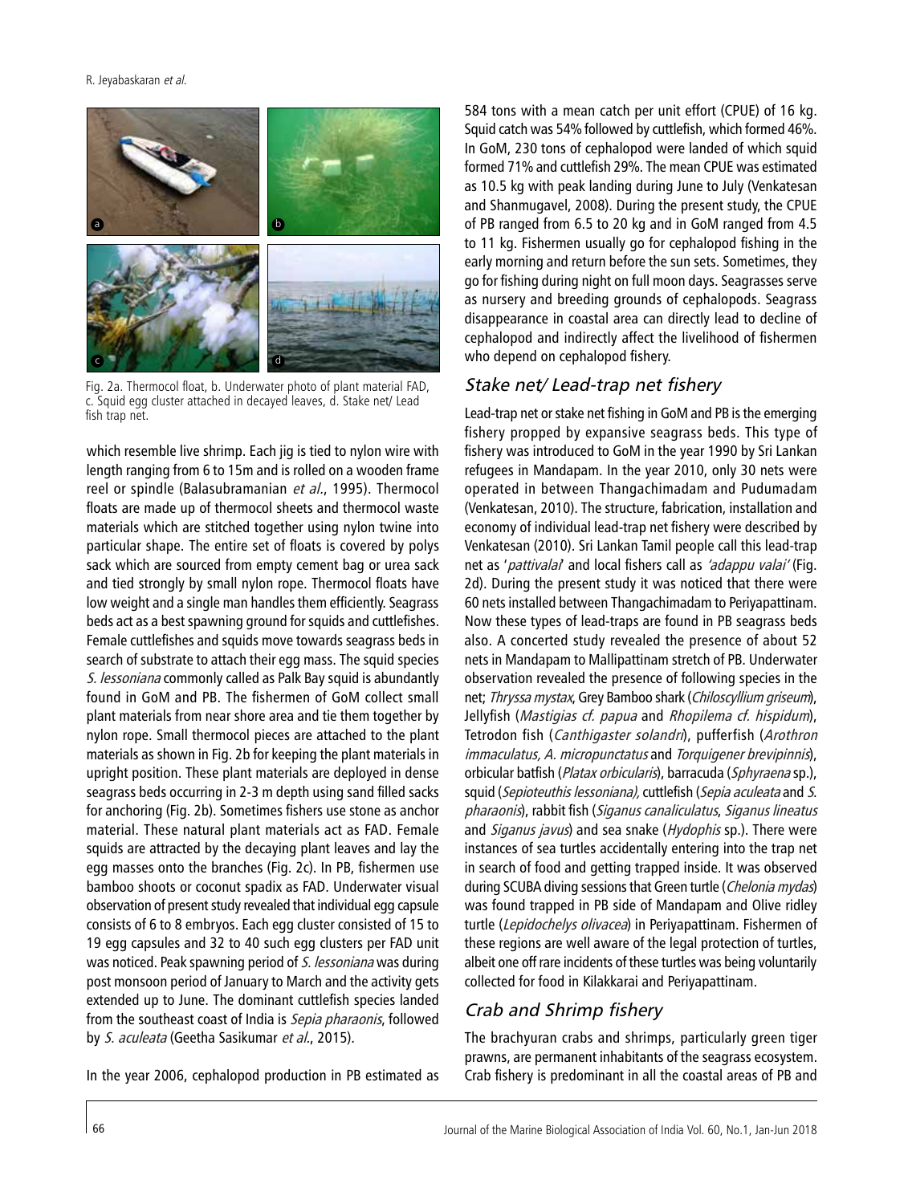Fig. 2a. Thermocol float, b. Underwater photo of plant material FAD, c. Squid egg cluster attached in decayed leaves, d. Stake net/ Lead fish trap net.

which resemble live shrimp. Each jig is tied to nylon wire with length ranging from 6 to 15m and is rolled on a wooden frame reel or spindle (Balasubramanian *et al*., 1995). Thermocol floats are made up of thermocol sheets and thermocol waste materials which are stitched together using nylon twine into particular shape. The entire set of floats is covered by polys sack which are sourced from empty cement bag or urea sack and tied strongly by small nylon rope. Thermocol floats have low weight and a single man handles them efficiently. Seagrass beds act as a best spawning ground for squids and cuttlefishes. Female cuttlefishes and squids move towards seagrass beds in search of substrate to attach their egg mass. The squid species *S. lessoniana* commonly called as Palk Bay squid is abundantly found in GoM and PB. The fishermen of GoM collect small plant materials from near shore area and tie them together by nylon rope. Small thermocol pieces are attached to the plant materials as shown in Fig. 2b for keeping the plant materials in upright position. These plant materials are deployed in dense seagrass beds occurring in 2-3 m depth using sand filled sacks for anchoring (Fig. 2b). Sometimes fishers use stone as anchor material. These natural plant materials act as FAD. Female squids are attracted by the decaying plant leaves and lay the egg masses onto the branches (Fig. 2c). In PB, fishermen use bamboo shoots or coconut spadix as FAD. Underwater visual observation of present study revealed that individual egg capsule consists of 6 to 8 embryos. Each egg cluster consisted of 15 to 19 egg capsules and 32 to 40 such egg clusters per FAD unit was noticed. Peak spawning period of *S. lessoniana* was during post monsoon period of January to March and the activity gets extended up to June. The dominant cuttlefish species landed from the southeast coast of India is *Sepia pharaonis*, followed by *S. aculeata* (Geetha Sasikumar *et al*., 2015).

In the year 2006, cephalopod production in PB estimated as 584 tons with a mean catch per unit effort (CPUE) of 16 kg. Squid catch was 54% followed by cuttlefish, which formed 46%. In GoM, 230 tons of cephalopod were landed of which squid formed 71% and cuttlefish 29%. The mean CPUE was estimated as 10.5 kg with peak landing during June to July (Venkatesan and Shanmugavel, 2008). During the present study, the CPUE of PB ranged from 6.5 to 20 kg and in GoM ranged from 4.5 to 11 kg. Fishermen usually go for cephalopod fishing in the early morning and return before the sun sets. Sometimes, they go for fishing during night on full moon days. Seagrasses serve as nursery and breeding grounds of cephalopods. Seagrass disappearance in coastal area can directly lead to decline of cephalopod and indirectly affect the livelihood of fishermen who depend on cephalopod fishery.

## *Stake net/ Lead-trap net fishery*

Lead-trap net or stake net fishing in GoM and PB is the emerging fishery propped by expansive seagrass beds. This type of fishery was introduced to GoM in the year 1990 by Sri Lankan refugees in Mandapam. In the year 2010, only 30 nets were operated in between Thangachimadam and Pudumadam (Venkatesan, 2010). The structure, fabrication, installation and economy of individual lead-trap net fishery were described by Venkatesan (2010). Sri Lankan Tamil people call this lead-trap net as '*pattivalai*' and local fishers call as *'adappu valai'* (Fig. 2d). During the present study it was noticed that there were 60 nets installed between Thangachimadam to Periyapattinam. Now these types of lead-traps are found in PB seagrass beds also. A concerted study revealed the presence of about 52 nets in Mandapam to Mallipattinam stretch of PB. Underwater observation revealed the presence of following species in the net; *Thryssa mystax*, Grey Bamboo shark (*Chiloscyllium griseum*), Jellyfish (*Mastigias cf. papua* and *Rhopilema cf. hispidum*), Tetrodon fish (*Canthigaster solandri*), pufferfish (*Arothron immaculatus, A. micropunctatus* and *Torquigener brevipinnis*), orbicular batfish (*Platax orbicularis*), barracuda (*Sphyraena* sp.), squid (*Sepioteuthis lessoniana),* cuttlefish (*Sepia aculeata* and *S. pharaonis*), rabbit fish (*Siganus canaliculatus*, *Siganus lineatus* and *Siganus javus*) and sea snake (*Hydophis* sp.). There were instances of sea turtles accidentally entering into the trap net in search of food and getting trapped inside. It was observed during SCUBA diving sessions that Green turtle (*Chelonia mydas*) was found trapped in PB side of Mandapam and Olive ridley turtle (*Lepidochelys olivacea*) in Periyapattinam. Fishermen of these regions are well aware of the legal protection of turtles, albeit one off rare incidents of these turtles was being voluntarily collected for food in Kilakkarai and Periyapattinam.

## *Crab and Shrimp fishery*

The brachyuran crabs and shrimps, particularly green tiger prawns, are permanent inhabitants of the seagrass ecosystem. Crab fishery is predominant in all the coastal areas of PB and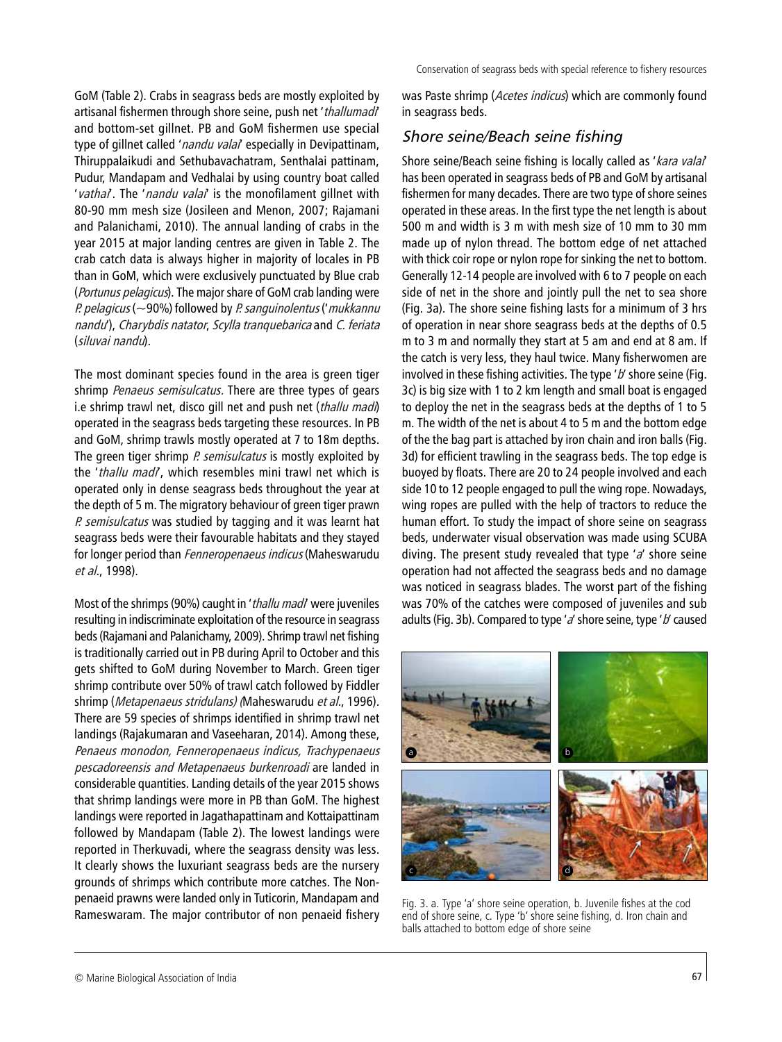GoM (Table 2). Crabs in seagrass beds are mostly exploited by artisanal fishermen through shore seine, push net '*thallumadi*' and bottom-set gillnet. PB and GoM fishermen use special type of gillnet called '*nandu valai*' especially in Devipattinam, Thiruppalaikudi and Sethubavachatram, Senthalai pattinam, Pudur, Mandapam and Vedhalai by using country boat called '*vathai*'. The '*nandu valai*' is the monofilament gillnet with 80-90 mm mesh size (Josileen and Menon, 2007; Rajamani and Palanichami, 2010). The annual landing of crabs in the year 2015 at major landing centres are given in Table 2. The crab catch data is always higher in majority of locales in PB than in GoM, which were exclusively punctuated by Blue crab (*Portunus pelagicus*). The major share of GoM crab landing were *P. pelagicus* (~90%) followed by *P. sanguinolentus* ('*mukkannu nandu*'), *Charybdis natator*, *Scylla tranquebarica* and *C. feriata* (*siluvai nandu*).

The most dominant species found in the area is green tiger shrimp *Penaeus semisulcatus.* There are three types of gears i.e shrimp trawl net, disco gill net and push net (*thallu madi*) operated in the seagrass beds targeting these resources. In PB and GoM, shrimp trawls mostly operated at 7 to 18m depths. The green tiger shrimp *P. semisulcatus* is mostly exploited by the '*thallu madi*', which resembles mini trawl net which is operated only in dense seagrass beds throughout the year at the depth of 5 m. The migratory behaviour of green tiger prawn *P. semisulcatus* was studied by tagging and it was learnt hat seagrass beds were their favourable habitats and they stayed for longer period than *Fenneropenaeus indicus* (Maheswarudu *et al*., 1998).

Most of the shrimps (90%) caught in '*thallu madi*' were juveniles resulting in indiscriminate exploitation of the resource in seagrass beds (Rajamani and Palanichamy, 2009). Shrimp trawl net fishing is traditionally carried out in PB during April to October and this gets shifted to GoM during November to March. Green tiger shrimp contribute over 50% of trawl catch followed by Fiddler shrimp (*Metapenaeus stridulans) (*Maheswarudu *et al*., 1996). There are 59 species of shrimps identified in shrimp trawl net landings (Rajakumaran and Vaseeharan, 2014). Among these, *Penaeus monodon, Fenneropenaeus indicus, Trachypenaeus pescadoreensis and Metapenaeus burkenroadi* are landed in considerable quantities. Landing details of the year 2015 shows that shrimp landings were more in PB than GoM. The highest landings were reported in Jagathapattinam and Kottaipattinam followed by Mandapam (Table 2). The lowest landings were reported in Therkuvadi, where the seagrass density was less. It clearly shows the luxuriant seagrass beds are the nursery grounds of shrimps which contribute more catches. The Non-penaeid prawns were landed only in Tuticorin, Mandapam and Rameswaram. The major contributor of non penaeid fishery was Paste shrimp (*Acetes indicus*) which are commonly found in seagrass beds.

## *Shore seine/Beach seine fishing*

Shore seine/Beach seine fishing is locally called as '*kara valai*' has been operated in seagrass beds of PB and GoM by artisanal fishermen for many decades. There are two type of shore seines operated in these areas. In the first type the net length is about 500 m and width is 3 m with mesh size of 10 mm to 30 mm made up of nylon thread. The bottom edge of net attached with thick coir rope or nylon rope for sinking the net to bottom. Generally 12-14 people are involved with 6 to 7 people on each side of net in the shore and jointly pull the net to sea shore (Fig. 3a). The shore seine fishing lasts for a minimum of 3 hrs of operation in near shore seagrass beds at the depths of 0.5 m to 3 m and normally they start at 5 am and end at 8 am. If the catch is very less, they haul twice. Many fisherwomen are involved in these fishing activities. The type '*b*' shore seine (Fig. 3c) is big size with 1 to 2 km length and small boat is engaged to deploy the net in the seagrass beds at the depths of 1 to 5 m. The width of the net is about 4 to 5 m and the bottom edge of the the bag part is attached by iron chain and iron balls (Fig. 3d) for efficient trawling in the seagrass beds. The top edge is buoyed by floats. There are 20 to 24 people involved and each side 10 to 12 people engaged to pull the wing rope. Nowadays, wing ropes are pulled with the help of tractors to reduce the human effort. To study the impact of shore seine on seagrass beds, underwater visual observation was made using SCUBA diving. The present study revealed that type '*a*' shore seine operation had not affected the seagrass beds and no damage was noticed in seagrass blades. The worst part of the fishing was 70% of the catches were composed of juveniles and sub adults (Fig. 3b). Compared to type '*a*' shore seine, type '*b*' caused

Fig. 3. a. Type 'a' shore seine operation, b. Juvenile fishes at the cod end of shore seine, c. Type 'b' shore seine fishing, d. Iron chain and balls attached to bottom edge of shore seine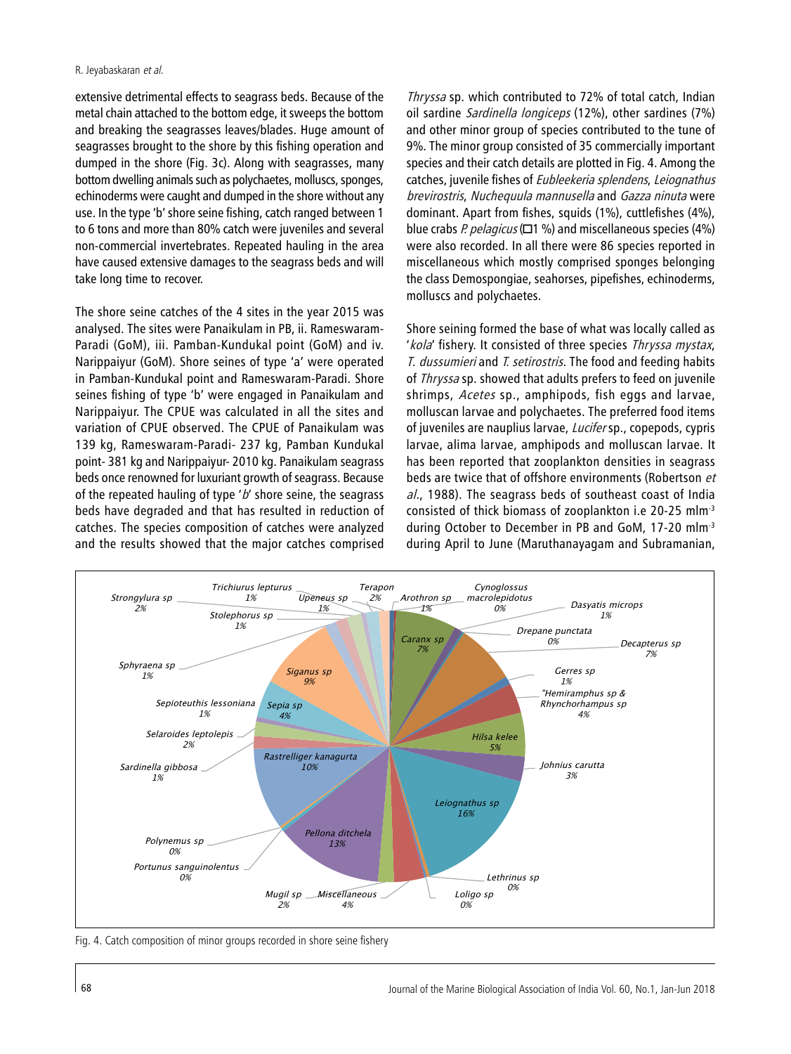extensive detrimental effects to seagrass beds. Because of the metal chain attached to the bottom edge, it sweeps the bottom and breaking the seagrasses leaves/blades. Huge amount of seagrasses brought to the shore by this fishing operation and dumped in the shore (Fig. 3c). Along with seagrasses, many bottom dwelling animals such as polychaetes, molluscs, sponges, echinoderms were caught and dumped in the shore without any use. In the type 'b' shore seine fishing, catch ranged between 1 to 6 tons and more than 80% catch were juveniles and several non-commercial invertebrates. Repeated hauling in the area have caused extensive damages to the seagrass beds and will take long time to recover.

The shore seine catches of the 4 sites in the year 2015 was analysed. The sites were Panaikulam in PB, ii. Rameswaram-Paradi (GoM), iii. Pamban-Kundukal point (GoM) and iv. Narippaiyur (GoM). Shore seines of type 'a' were operated in Pamban-Kundukal point and Rameswaram-Paradi. Shore seines fishing of type 'b' were engaged in Panaikulam and Narippaiyur. The CPUE was calculated in all the sites and variation of CPUE observed. The CPUE of Panaikulam was 139 kg, Rameswaram-Paradi- 237 kg, Pamban Kundukal point- 381 kg and Narippaiyur- 2010 kg. Panaikulam seagrass beds once renowned for luxuriant growth of seagrass. Because of the repeated hauling of type '*b*' shore seine, the seagrass beds have degraded and that has resulted in reduction of catches. The species composition of catches were analyzed and the results showed that the major catches comprised *Thryssa* sp. which contributed to 72% of total catch, Indian oil sardine *Sardinella longiceps* (12%), other sardines (7%) and other minor group of species contributed to the tune of 9%. The minor group consisted of 35 commercially important species and their catch details are plotted in Fig. 4. Among the catches, juvenile fishes of *Eubleekeria splendens*, *Leiognathus brevirostris*, *Nuchequula mannusella* and *Gazza ninuta* were dominant. Apart from fishes, squids (1%), cuttlefishes (4%), blue crabs *P. pelagicus* (□1 %) and miscellaneous species (4%) were also recorded. In all there were 86 species reported in miscellaneous which mostly comprised sponges belonging the class Demospongiae, seahorses, pipefishes, echinoderms, molluscs and polychaetes.

Shore seining formed the base of what was locally called as '*kola*' fishery. It consisted of three species *Thryssa mystax*, *T. dussumieri* and *T. setirostris*. The food and feeding habits of *Thryssa* sp. showed that adults prefers to feed on juvenile shrimps, *Acetes* sp., amphipods, fish eggs and larvae, molluscan larvae and polychaetes. The preferred food items of juveniles are nauplius larvae, *Lucifer* sp., copepods, cypris larvae, alima larvae, amphipods and molluscan larvae. It has been reported that zooplankton densities in seagrass beds are twice that of offshore environments (Robertson *et al*., 1988). The seagrass beds of southeast coast of India consisted of thick biomass of zooplankton i.e 20-25 mlm$^{-3}$ during October to December in PB and GoM, 17-20 mlm$^{-3}$ during April to June (Maruthanayagam and Subramanian,

Strongylura sp 2%
Trichiurus lepturus 1%
Upeneus sp 1%
Terapon 2%
Arothron sp 1%
Cynoglossus macrolepidotus 0%
Dasyatis microps 1%
Stolephorus sp 1%
Drepane punctata 0%
Caranx sp 7%
Decapterus sp 7%
Sphyraena sp 1%
Siganus sp 9%
Gerres sp 1%
"Hemiramphus sp & Rhynchorhampus sp 4%
Sepioteuthis lessoniana 1%
Sepia sp 4%
Selaroides leptolepis 2%
Hilsa kelee 5%
Rastrelliger kanagurta 10%
Sardinella gibbosa 1%
Johnius carutta 3%
Leiognathus sp 16%
Polynemus sp 0%
Pellona ditchela 13%
Portunus sanguinolentus 0%
Lethrinus sp 0%
Mugil sp 2%
Miscellaneous 4%
Loligo sp 0%

Fig. 4. Catch composition of minor groups recorded in shore seine fishery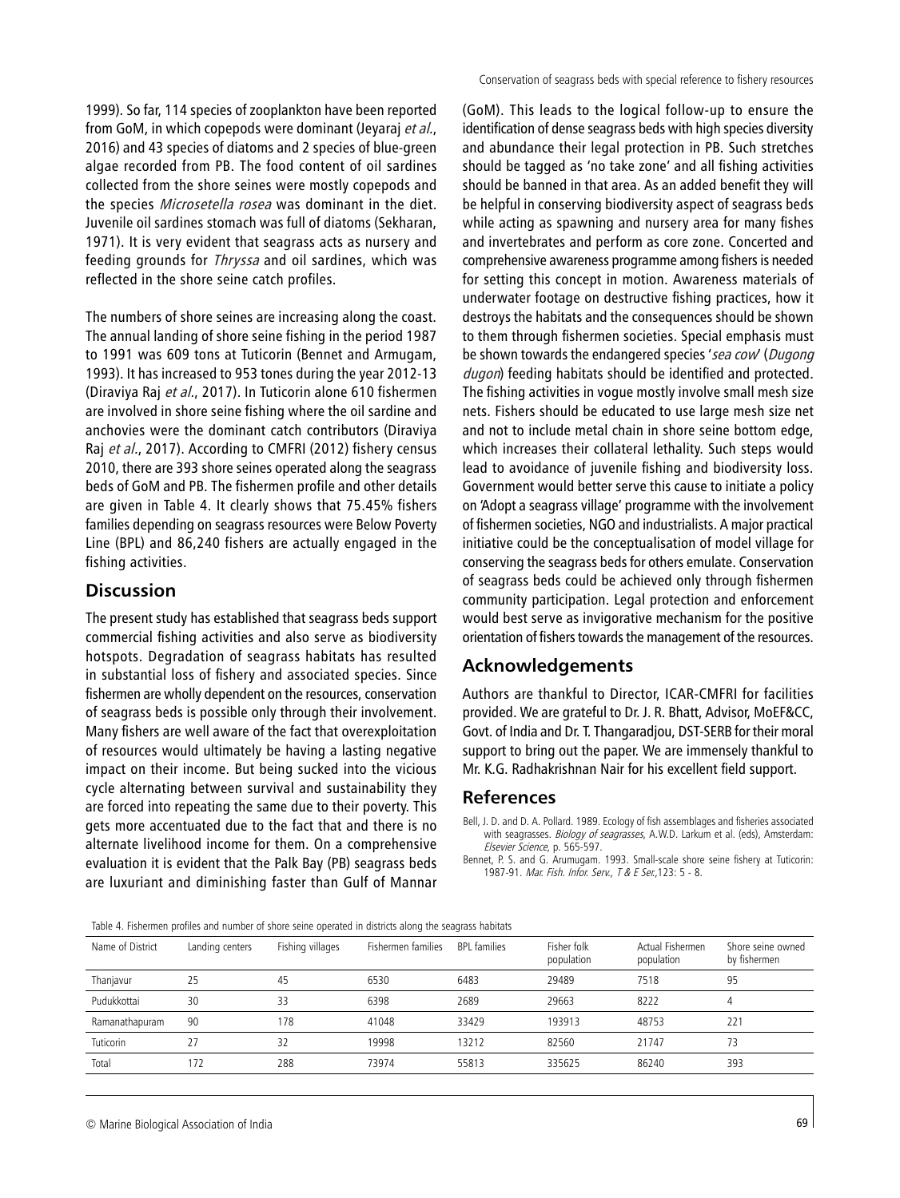1999). So far, 114 species of zooplankton have been reported from GoM, in which copepods were dominant (Jeyaraj *et al.*, 2016) and 43 species of diatoms and 2 species of blue-green algae recorded from PB. The food content of oil sardines collected from the shore seines were mostly copepods and the species *Microsetella rosea* was dominant in the diet. Juvenile oil sardines stomach was full of diatoms (Sekharan, 1971). It is very evident that seagrass acts as nursery and feeding grounds for *Thryssa* and oil sardines, which was reflected in the shore seine catch profiles.

The numbers of shore seines are increasing along the coast. The annual landing of shore seine fishing in the period 1987 to 1991 was 609 tons at Tuticorin (Bennet and Armugam, 1993). It has increased to 953 tones during the year 2012-13 (Diraviya Raj *et al.*, 2017). In Tuticorin alone 610 fishermen are involved in shore seine fishing where the oil sardine and anchovies were the dominant catch contributors (Diraviya Raj *et al.*, 2017). According to CMFRI (2012) fishery census 2010, there are 393 shore seines operated along the seagrass beds of GoM and PB. The fishermen profile and other details are given in Table 4. It clearly shows that 75.45% fishers families depending on seagrass resources were Below Poverty Line (BPL) and 86,240 fishers are actually engaged in the fishing activities.

## Discussion

The present study has established that seagrass beds support commercial fishing activities and also serve as biodiversity hotspots. Degradation of seagrass habitats has resulted in substantial loss of fishery and associated species. Since fishermen are wholly dependent on the resources, conservation of seagrass beds is possible only through their involvement. Many fishers are well aware of the fact that overexploitation of resources would ultimately be having a lasting negative impact on their income. But being sucked into the vicious cycle alternating between survival and sustainability they are forced into repeating the same due to their poverty. This gets more accentuated due to the fact that and there is no alternate livelihood income for them. On a comprehensive evaluation it is evident that the Palk Bay (PB) seagrass beds are luxuriant and diminishing faster than Gulf of Mannar (GoM). This leads to the logical follow-up to ensure the identification of dense seagrass beds with high species diversity and abundance their legal protection in PB. Such stretches should be tagged as 'no take zone' and all fishing activities should be banned in that area. As an added benefit they will be helpful in conserving biodiversity aspect of seagrass beds while acting as spawning and nursery area for many fishes and invertebrates and perform as core zone. Concerted and comprehensive awareness programme among fishers is needed for setting this concept in motion. Awareness materials of underwater footage on destructive fishing practices, how it destroys the habitats and the consequences should be shown to them through fishermen societies. Special emphasis must be shown towards the endangered species '*sea cow*' (*Dugong dugon*) feeding habitats should be identified and protected. The fishing activities in vogue mostly involve small mesh size nets. Fishers should be educated to use large mesh size net and not to include metal chain in shore seine bottom edge, which increases their collateral lethality. Such steps would lead to avoidance of juvenile fishing and biodiversity loss. Government would better serve this cause to initiate a policy on 'Adopt a seagrass village' programme with the involvement of fishermen societies, NGO and industrialists. A major practical initiative could be the conceptualisation of model village for conserving the seagrass beds for others emulate. Conservation of seagrass beds could be achieved only through fishermen community participation. Legal protection and enforcement would best serve as invigorative mechanism for the positive orientation of fishers towards the management of the resources.

## Acknowledgements

Authors are thankful to Director, ICAR-CMFRI for facilities provided. We are grateful to Dr. J. R. Bhatt, Advisor, MoEF&CC, Govt. of India and Dr. T. Thangaradjou, DST-SERB for their moral support to bring out the paper. We are immensely thankful to Mr. K.G. Radhakrishnan Nair for his excellent field support.

## References

Bell, J. D. and D. A. Pollard. 1989. Ecology of fish assemblages and fisheries associated with seagrasses. *Biology of seagrasses*, A.W.D. Larkum et al. (eds), Amsterdam: *Elsevier Science*, p. 565-597.

Bennet, P. S. and G. Arumugam. 1993. Small-scale shore seine fishery at Tuticorin: 1987-91. *Mar. Fish. Infor. Serv., T & E Ser.*,123: 5 - 8.

Table 4. Fishermen profiles and number of shore seine operated in districts along the seagrass habitats

| Name of District | Landing centers | Fishing villages | Fishermen families | BPL families | Fisher folk population | Actual Fishermen population | Shore seine owned by fishermen |
|---|---|---|---|---|---|---|---|
| Thanjavur | 25 | 45 | 6530 | 6483 | 29489 | 7518 | 95 |
| Pudukkottai | 30 | 33 | 6398 | 2689 | 29663 | 8222 | 4 |
| Ramanathapuram | 90 | 178 | 41048 | 33429 | 193913 | 48753 | 221 |
| Tuticorin | 27 | 32 | 19998 | 13212 | 82560 | 21747 | 73 |
| Total | 172 | 288 | 73974 | 55813 | 335625 | 86240 | 393 |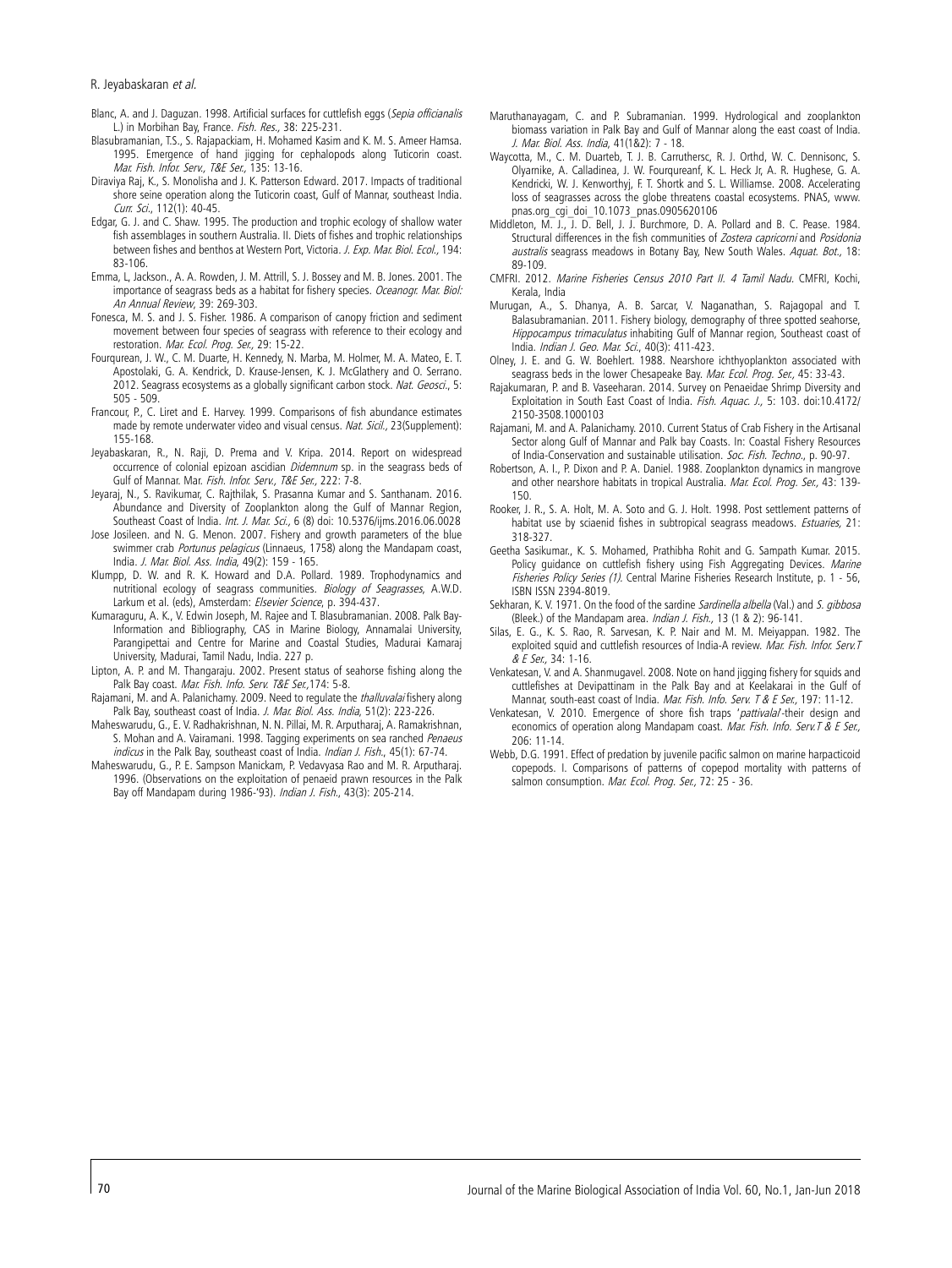Blanc, A. and J. Daguzan. 1998. Artificial surfaces for cuttlefish eggs (*Sepia officianalis* L.) in Morbihan Bay, France. *Fish. Res.*, 38: 225-231.

Blasubramanian, T.S., S. Rajapackiam, H. Mohamed Kasim and K. M. S. Ameer Hamsa. 1995. Emergence of hand jigging for cephalopods along Tuticorin coast. *Mar. Fish. Infor. Serv., T&E Ser.*, 135: 13-16.

Diraviya Raj, K., S. Monolisha and J. K. Patterson Edward. 2017. Impacts of traditional shore seine operation along the Tuticorin coast, Gulf of Mannar, southeast India. *Curr. Sci.*, 112(1): 40-45.

Edgar, G. J. and C. Shaw. 1995. The production and trophic ecology of shallow water fish assemblages in southern Australia. II. Diets of fishes and trophic relationships between fishes and benthos at Western Port, Victoria. *J. Exp. Mar. Biol. Ecol.*, 194: 83-106.

Emma, L, Jackson., A. A. Rowden, J. M. Attrill, S. J. Bossey and M. B. Jones. 2001. The importance of seagrass beds as a habitat for fishery species. *Oceanogr. Mar. Biol: An Annual Review*, 39: 269-303.

Fonesca, M. S. and J. S. Fisher. 1986. A comparison of canopy friction and sediment movement between four species of seagrass with reference to their ecology and restoration. *Mar. Ecol. Prog. Ser.*, 29: 15-22.

Fourqurean, J. W., C. M. Duarte, H. Kennedy, N. Marba, M. Holmer, M. A. Mateo, E. T. Apostolaki, G. A. Kendrick, D. Krause-Jensen, K. J. McGlathery and O. Serrano. 2012. Seagrass ecosystems as a globally significant carbon stock. *Nat. Geosci.*, 5: 505 - 509.

Francour, P., C. Liret and E. Harvey. 1999. Comparisons of fish abundance estimates made by remote underwater video and visual census. *Nat. Sicil.*, 23(Supplement): 155-168.

Jeyabaskaran, R., N. Raji, D. Prema and V. Kripa. 2014. Report on widespread occurrence of colonial epizoan ascidian *Didemnum* sp. in the seagrass beds of Gulf of Mannar. Mar. *Fish. Infor. Serv., T&E Ser.*, 222: 7-8.

Jeyaraj, N., S. Ravikumar, C. Rajthilak, S. Prasanna Kumar and S. Santhanam. 2016. Abundance and Diversity of Zooplankton along the Gulf of Mannar Region, Southeast Coast of India. *Int. J. Mar. Sci.*, 6 (8) doi: 10.5376/ijms.2016.06.0028

Jose Josileen. and N. G. Menon. 2007. Fishery and growth parameters of the blue swimmer crab *Portunus pelagicus* (Linnaeus, 1758) along the Mandapam coast, India. *J. Mar. Biol. Ass. India*, 49(2): 159 - 165.

Klumpp, D. W. and R. K. Howard and D.A. Pollard. 1989. Trophodynamics and nutritional ecology of seagrass communities. *Biology of Seagrasses*, A.W.D. Larkum et al. (eds), Amsterdam: *Elsevier Science*, p. 394-437.

Kumaraguru, A. K., V. Edwin Joseph, M. Rajee and T. Blasubramanian. 2008. Palk Bay-Information and Bibliography, CAS in Marine Biology, Annamalai University, Parangipettai and Centre for Marine and Coastal Studies, Madurai Kamaraj University, Madurai, Tamil Nadu, India. 227 p.

Lipton, A. P. and M. Thangaraju. 2002. Present status of seahorse fishing along the Palk Bay coast. *Mar. Fish. Info. Serv. T&E Ser.*,174: 5-8.

Rajamani, M. and A. Palanichamy. 2009. Need to regulate the *thalluvalai* fishery along Palk Bay, southeast coast of India. *J. Mar. Biol. Ass. India*, 51(2): 223-226.

Maheswarudu, G., E. V. Radhakrishnan, N. N. Pillai, M. R. Arputharaj, A. Ramakrishnan, S. Mohan and A. Vairamani. 1998. Tagging experiments on sea ranched *Penaeus indicus* in the Palk Bay, southeast coast of India. *Indian J. Fish.*, 45(1): 67-74.

Maheswarudu, G., P. E. Sampson Manickam, P. Vedavyasa Rao and M. R. Arputharaj. 1996. (Observations on the exploitation of penaeid prawn resources in the Palk Bay off Mandapam during 1986-'93). *Indian J. Fish.*, 43(3): 205-214.

Maruthanayagam, C. and P. Subramanian. 1999. Hydrological and zooplankton biomass variation in Palk Bay and Gulf of Mannar along the east coast of India. *J. Mar. Biol. Ass. India*, 41(1&2): 7 - 18.

Waycotta, M., C. M. Duarteb, T. J. B. Carruthersc, R. J. Orthd, W. C. Dennisonc, S. Olyarnike, A. Calladinea, J. W. Fourqureanf, K. L. Heck Jr, A. R. Hughese, G. A. Kendricki, W. J. Kenworthyj, F. T. Shortk and S. L. Williamse. 2008. Accelerating loss of seagrasses across the globe threatens coastal ecosystems. PNAS, www.pnas.org_cgi_doi_10.1073_pnas.0905620106

Middleton, M. J., J. D. Bell, J. J. Burchmore, D. A. Pollard and B. C. Pease. 1984. Structural differences in the fish communities of *Zostera capricorni* and *Posidonia australis* seagrass meadows in Botany Bay, New South Wales. *Aquat. Bot.*, 18: 89-109.

CMFRI. 2012. *Marine Fisheries Census 2010 Part II. 4 Tamil Nadu*. CMFRI, Kochi, Kerala, India

Murugan, A., S. Dhanya, A. B. Sarcar, V. Naganathan, S. Rajagopal and T. Balasubramanian. 2011. Fishery biology, demography of three spotted seahorse, *Hippocampus trimaculatus* inhabiting Gulf of Mannar region, Southeast coast of India. *Indian J. Geo. Mar. Sci.*, 40(3): 411-423.

Olney, J. E. and G. W. Boehlert. 1988. Nearshore ichthyoplankton associated with seagrass beds in the lower Chesapeake Bay. *Mar. Ecol. Prog. Ser.*, 45: 33-43.

Rajakumaran, P. and B. Vaseeharan. 2014. Survey on Penaeidae Shrimp Diversity and Exploitation in South East Coast of India. *Fish. Aquac. J.*, 5: 103. doi:10.4172/2150-3508.1000103

Rajamani, M. and A. Palanichamy. 2010. Current Status of Crab Fishery in the Artisanal Sector along Gulf of Mannar and Palk bay Coasts. In: Coastal Fishery Resources of India-Conservation and sustainable utilisation. *Soc. Fish. Techno.*, p. 90-97.

Robertson, A. I., P. Dixon and P. A. Daniel. 1988. Zooplankton dynamics in mangrove and other nearshore habitats in tropical Australia. *Mar. Ecol. Prog. Ser.*, 43: 139-150.

Rooker, J. R., S. A. Holt, M. A. Soto and G. J. Holt. 1998. Post settlement patterns of habitat use by sciaenid fishes in subtropical seagrass meadows. *Estuaries*, 21: 318-327.

Geetha Sasikumar., K. S. Mohamed, Prathibha Rohit and G. Sampath Kumar. 2015. Policy guidance on cuttlefish fishery using Fish Aggregating Devices. *Marine Fisheries Policy Series (1)*. Central Marine Fisheries Research Institute, p. 1 - 56, ISBN ISSN 2394-8019.

Sekharan, K. V. 1971. On the food of the sardine *Sardinella albella* (Val.) and *S. gibbosa* (Bleek.) of the Mandapam area. *Indian J. Fish.*, 13 (1 & 2): 96-141.

Silas, E. G., K. S. Rao, R. Sarvesan, K. P. Nair and M. M. Meiyappan. 1982. The exploited squid and cuttlefish resources of India-A review. *Mar. Fish. Infor. Serv.T & E Ser.*, 34: 1-16.

Venkatesan, V. and A. Shanmugavel. 2008. Note on hand jigging fishery for squids and cuttlefishes at Devipattinam in the Palk Bay and at Keelakarai in the Gulf of Mannar, south-east coast of India. *Mar. Fish. Info. Serv. T & E Ser.*, 197: 11-12.

Venkatesan, V. 2010. Emergence of shore fish traps '*pattivalai*'-their design and economics of operation along Mandapam coast. *Mar. Fish. Info. Serv.T & E Ser.*, 206: 11-14.

Webb, D.G. 1991. Effect of predation by juvenile pacific salmon on marine harpacticoid copepods. I. Comparisons of patterns of copepod mortality with patterns of salmon consumption. *Mar. Ecol. Prog. Ser.*, 72: 25 - 36.